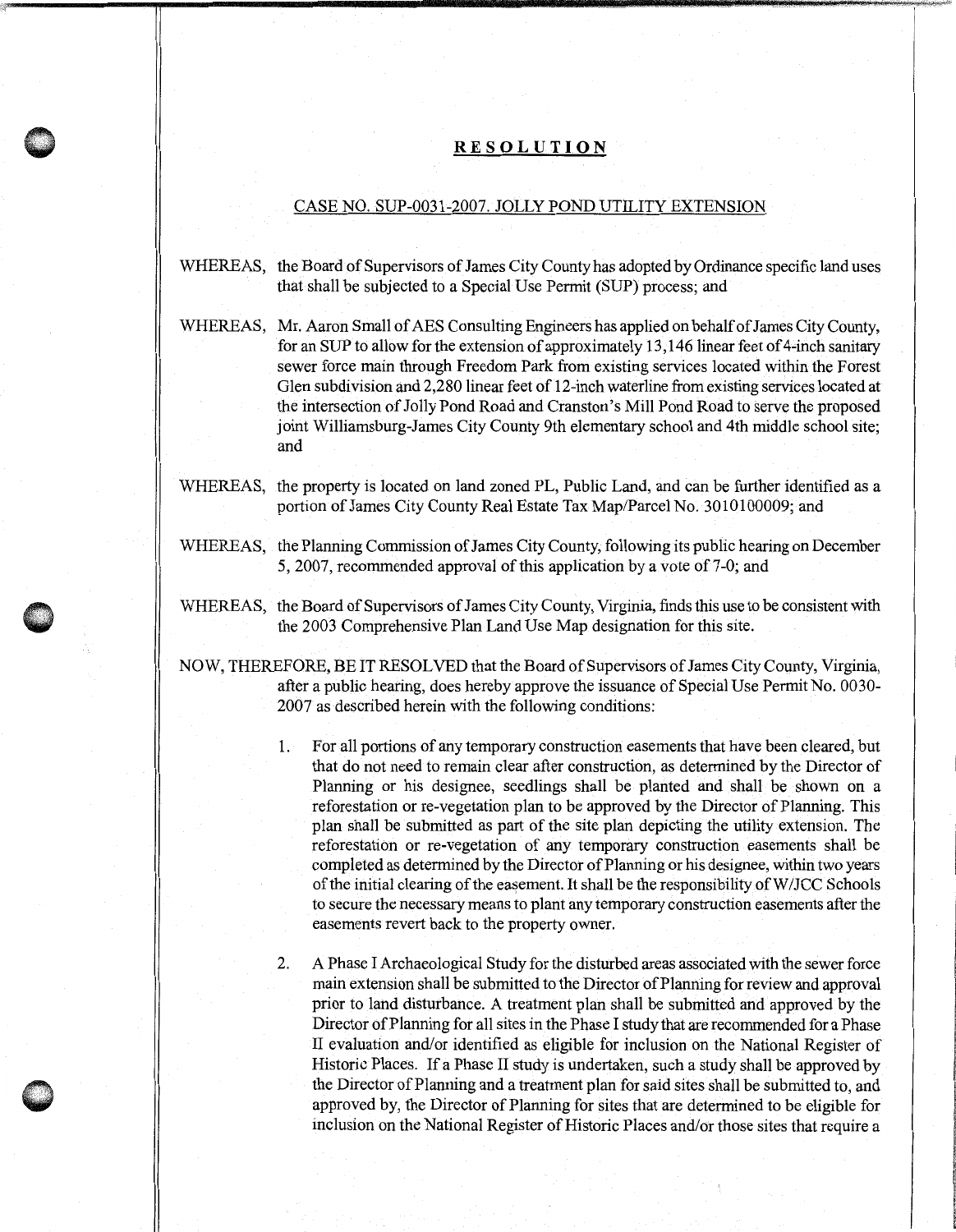# RESOLUTION

## CASE NO. SUP-0031-2007. JOLLY POND UTILITY EXTENSION

WHEREAS, the Board of Supervisors of James City County has adopted by Ordinance specific land uses that shall be subjected to a Special Use Permit (SUP) process; and

WHEREAS, Mr. Aaron Small of AES Consulting Engineers has applied on behalf of James City County, for an SUP to allow for the extension of approximately 13,146 linear feet of 4-inch sanitary sewer force main through Freedom Park from existing services located within the Forest Glen subdivision and 2,280 linear feet of 12-inch waterline from existing services located at the intersection of Jolly Pond Road and Cranston's Mill Pond Road to serve the proposed joint Williamsburg-James City County 9th elementary school and 4th middle school site; and

WHEREAS, the property is located on land zoned PL, Public Land, and can be further identified as a portion of James City County Real Estate Tax Map/Parcel No. 3010100009; and

WHEREAS, the Planning Commission of James City County, following its public hearing on December 5, 2007, recommended approval of this application by a vote of 7-0; and

WHEREAS, the Board of Supervisors of James City County, Virginia, finds this use to be consistent with the 2003 Comprehensive Plan Land Use Map designation for this site.

NOW, THEREFORE, BE IT RESOLVED that the Board of Supervisors of James City County, Virginia, after a public hearing, does hereby approve the issuance of Special Use Permit No. 0030-2007 as described herein with the following conditions:

1. For all portions of any temporary construction easements that have been cleared, but that do not need to remain clear after construction, as determined by the Director of Planning or his designee, seedlings shall be planted and shall be shown on a reforestation or re-vegetation plan to be approved by the Director of Planning. This plan shall be submitted as part of the site plan depicting the utility extension. The reforestation or re-vegetation of any temporary construction easements shall be completed as determined by the Director of Planning or his designee, within two years of the initial clearing of the easement. It shall be the responsibility of W/JCC Schools to secure the necessary means to plant any temporary construction easements after the easements revert back to the property owner.

2. A Phase I Archaeological Study for the disturbed areas associated with the sewer force main extension shall be submitted to the Director of Planning for review and approval prior to land disturbance. A treatment plan shall be submitted and approved by the Director of Planning for all sites in the Phase I study that are recommended for a Phase II evaluation and/or identified as eligible for inclusion on the National Register of Historic Places. If a Phase II study is undertaken, such a study shall be approved by the Director of Planning and a treatment plan for said sites shall be submitted to, and approved by, the Director of Planning for sites that are determined to be eligible for inclusion on the National Register of Historic Places and/or those sites that require a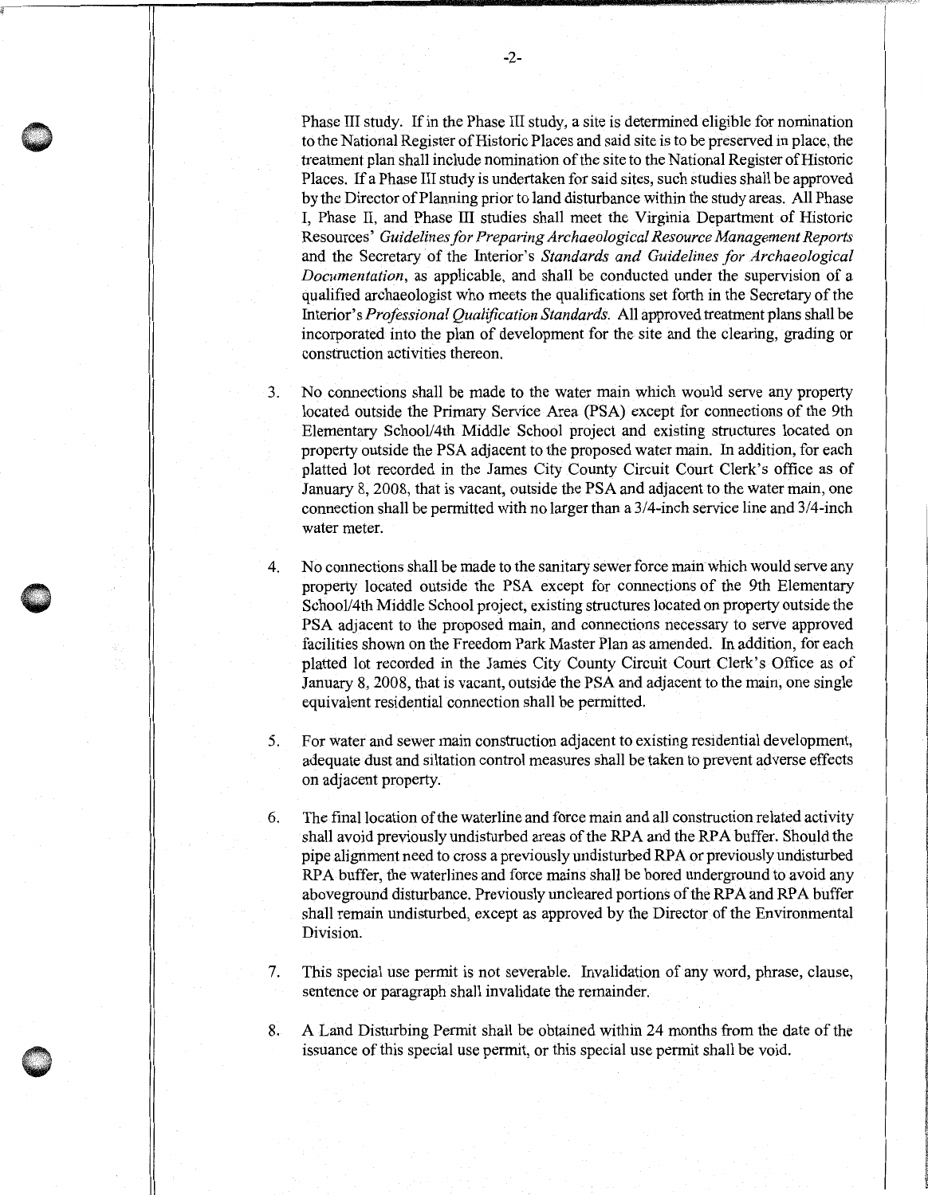Phase III study. If in the Phase III study, a site is determined eligible for nomination to the National Register of Historic Places and said site is to be preserved in place, the treatment plan shall include nomination of the site to the National Register of Historic Places. If a Phase III study is undertaken for said sites, such studies shall be approved by the Director of Planning prior to land disturbance within the study areas. All Phase I, Phase II, and Phase III studies shall meet the Virginia Department of Historic Resources' *Guidelines for Preparing Archaeological Resource Management Reports* and the Secretary of the Interior's *Standards and Guidelines for Archaeological Documentation*, as applicable, and shall be conducted under the supervision of a qualified archaeologist who meets the qualifications set forth in the Secretary of the Interior's *Professional Qualification Standards*. All approved treatment plans shall be incorporated into the plan of development for the site and the clearing, grading or construction activities thereon.

3. No connections shall be made to the water main which would serve any property located outside the Primary Service Area (PSA) except for connections of the 9th Elementary School/4th Middle School project and existing structures located on property outside the PSA adjacent to the proposed water main. In addition, for each platted lot recorded in the James City County Circuit Court Clerk's office as of January 8, 2008, that is vacant, outside the PSA and adjacent to the water main, one connection shall be permitted with no larger than a 3/4-inch service line and 3/4-inch water meter.

4. No connections shall be made to the sanitary sewer force main which would serve any property located outside the PSA except for connections of the 9th Elementary School/4th Middle School project, existing structures located on property outside the PSA adjacent to the proposed main, and connections necessary to serve approved facilities shown on the Freedom Park Master Plan as amended. In addition, for each platted lot recorded in the James City County Circuit Court Clerk's Office as of January 8, 2008, that is vacant, outside the PSA and adjacent to the main, one single equivalent residential connection shall be permitted.

5. For water and sewer main construction adjacent to existing residential development, adequate dust and siltation control measures shall be taken to prevent adverse effects on adjacent property.

6. The final location of the waterline and force main and all construction related activity shall avoid previously undisturbed areas of the RPA and the RPA buffer. Should the pipe alignment need to cross a previously undisturbed RPA or previously undisturbed RPA buffer, the waterlines and force mains shall be bored underground to avoid any aboveground disturbance. Previously uncleared portions of the RPA and RPA buffer shall remain undisturbed, except as approved by the Director of the Environmental Division.

7. This special use permit is not severable. Invalidation of any word, phrase, clause, sentence or paragraph shall invalidate the remainder.

8. A Land Disturbing Permit shall be obtained within 24 months from the date of the issuance of this special use permit, or this special use permit shall be void.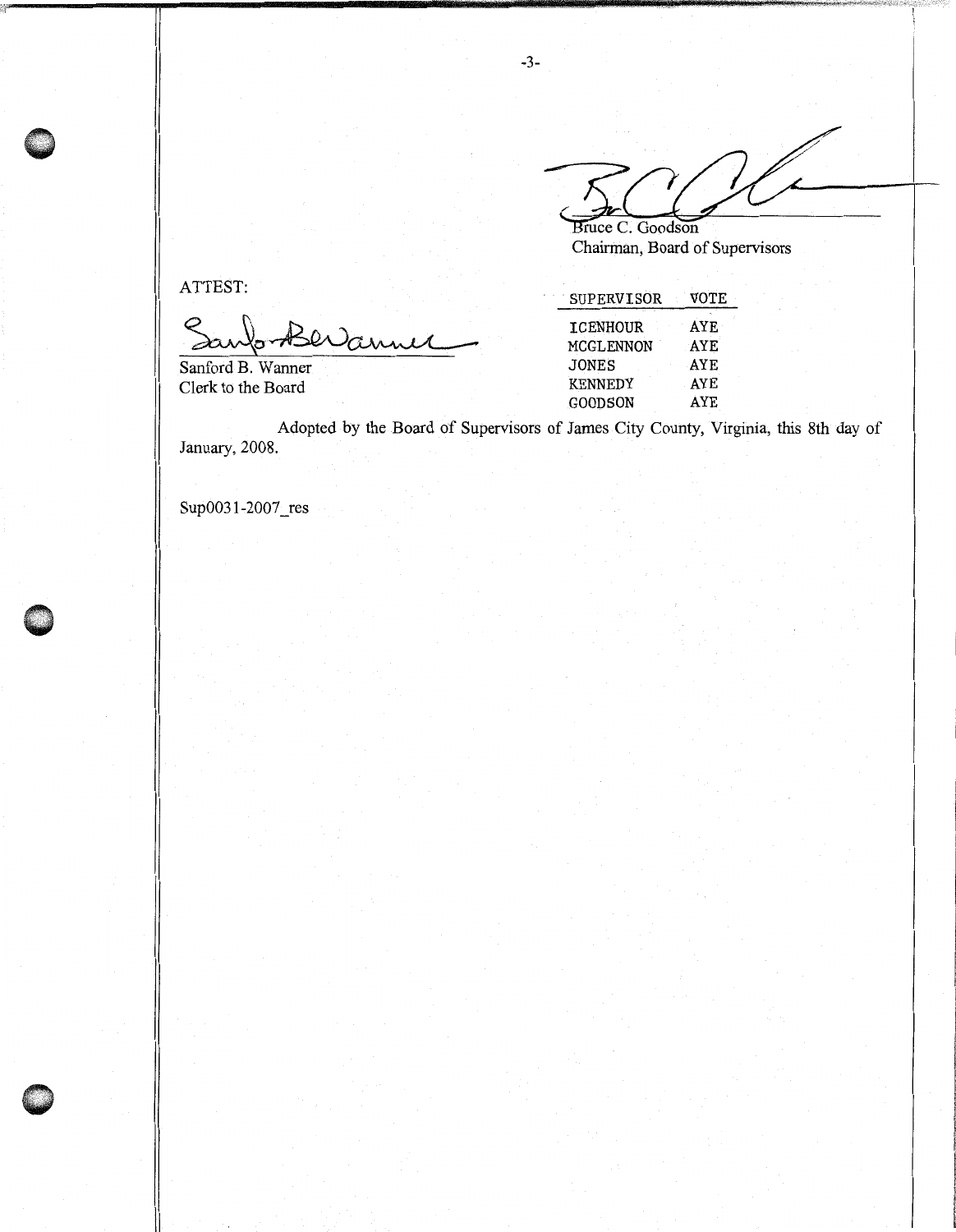Bruce C. Goodson
Chairman, Board of Supervisors

ATTEST:

Sanford B. Wanner
Clerk to the Board

| SUPERVISOR | VOTE |
|---|---|
| ICENHOUR | AYE |
| MCGLENNON | AYE |
| JONES | AYE |
| KENNEDY | AYE |
| GOODSON | AYE |

Adopted by the Board of Supervisors of James City County, Virginia, this 8th day of January, 2008.

Sup0031-2007_res